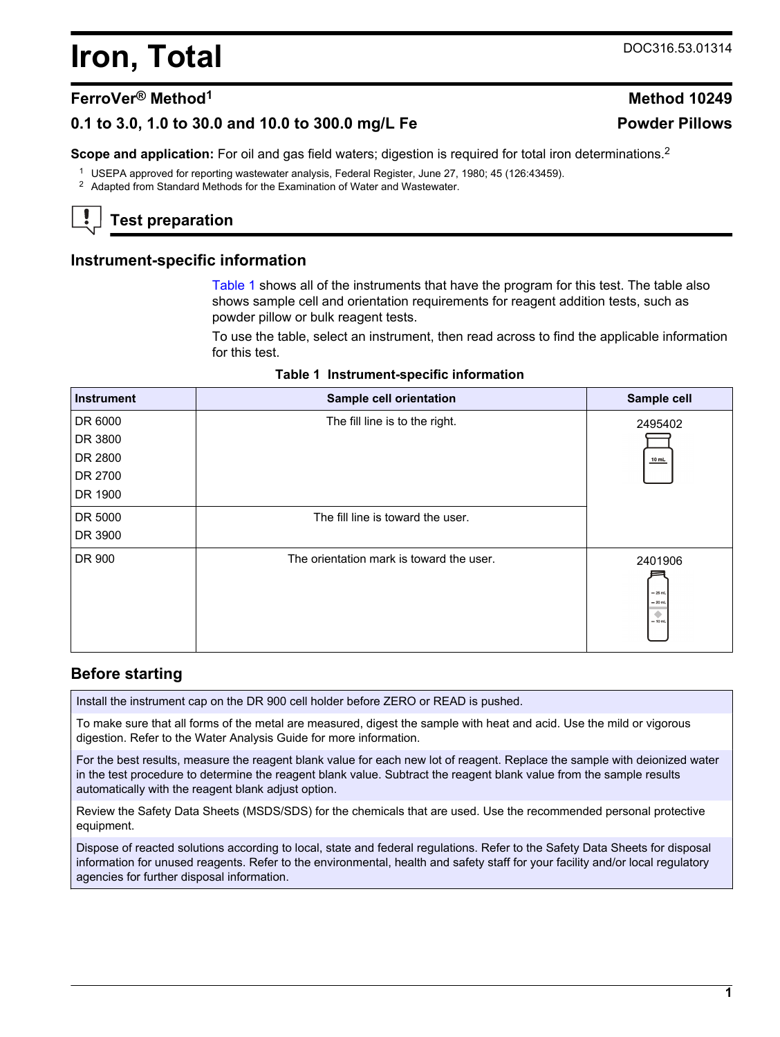# Iron, Total

DOC316.53.01314

## FerroVer® Method[1]

**Method 10249**

**0.1 to 3.0, 1.0 to 30.0 and 10.0 to 300.0 mg/L Fe**

**Powder Pillows**

**Scope and application:** For oil and gas field waters; digestion is required for total iron determinations.[2]

[1] USEPA approved for reporting wastewater analysis, Federal Register, June 27, 1980; 45 (126:43459).

[2] Adapted from Standard Methods for the Examination of Water and Wastewater.

## Test preparation

### Instrument-specific information

Table 1 shows all of the instruments that have the program for this test. The table also shows sample cell and orientation requirements for reagent addition tests, such as powder pillow or bulk reagent tests.

To use the table, select an instrument, then read across to find the applicable information for this test.

**Table 1 Instrument-specific information**

| Instrument | Sample cell orientation | Sample cell |
|---|---|---|
| DR 6000<br>DR 3800<br>DR 2800<br>DR 2700<br>DR 1900 | The fill line is to the right. | 2495402 |
| DR 5000<br>DR 3900 | The fill line is toward the user. | 2495402 |
| DR 900 | The orientation mark is toward the user. | 2401906 |

### Before starting

Install the instrument cap on the DR 900 cell holder before ZERO or READ is pushed.

To make sure that all forms of the metal are measured, digest the sample with heat and acid. Use the mild or vigorous digestion. Refer to the Water Analysis Guide for more information.

For the best results, measure the reagent blank value for each new lot of reagent. Replace the sample with deionized water in the test procedure to determine the reagent blank value. Subtract the reagent blank value from the sample results automatically with the reagent blank adjust option.

Review the Safety Data Sheets (MSDS/SDS) for the chemicals that are used. Use the recommended personal protective equipment.

Dispose of reacted solutions according to local, state and federal regulations. Refer to the Safety Data Sheets for disposal information for unused reagents. Refer to the environmental, health and safety staff for your facility and/or local regulatory agencies for further disposal information.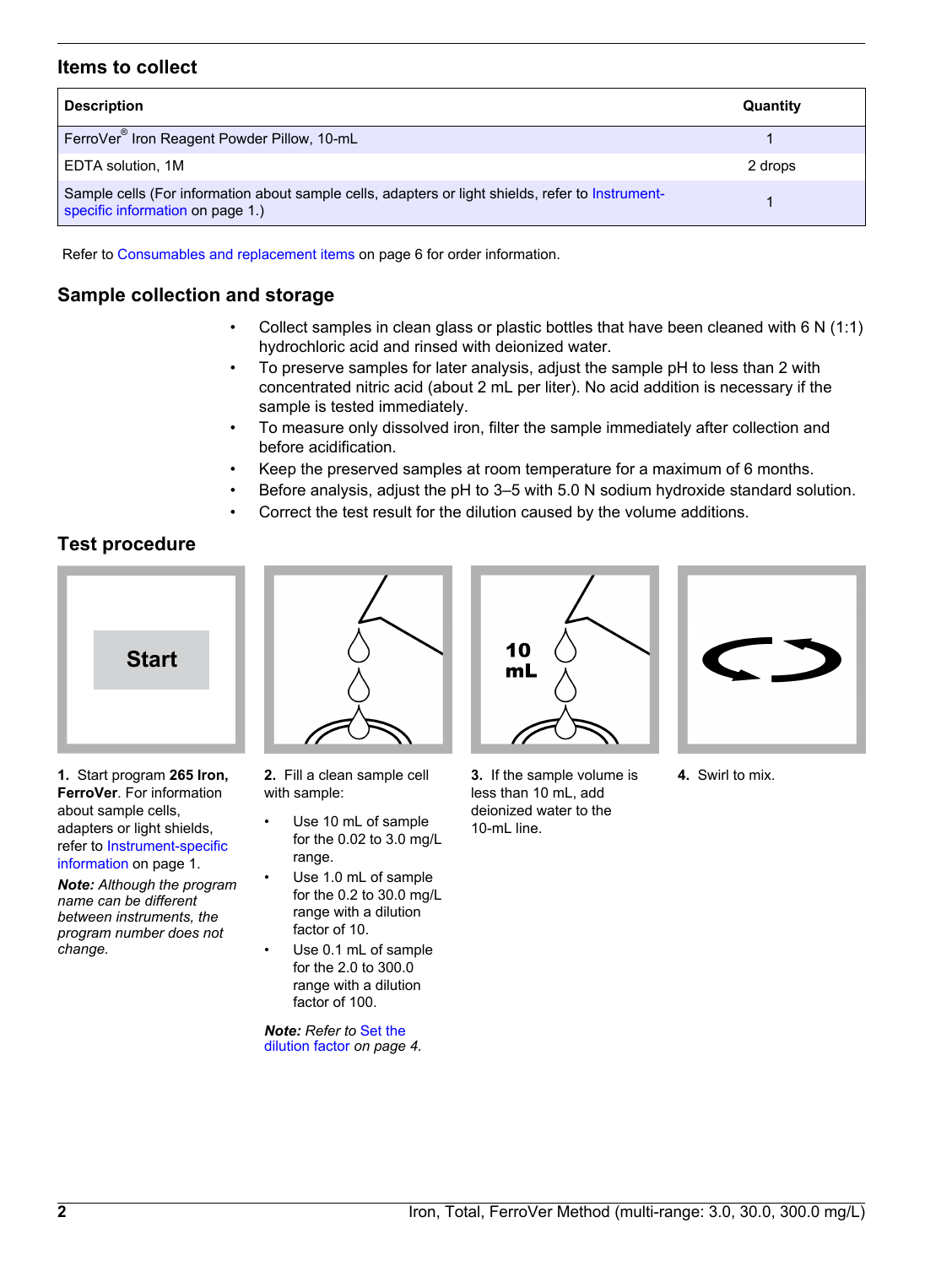## Items to collect

| Description | Quantity |
|---|---|
| FerroVer® Iron Reagent Powder Pillow, 10-mL | 1 |
| EDTA solution, 1M | 2 drops |
| Sample cells (For information about sample cells, adapters or light shields, refer to Instrument-specific information on page 1.) | 1 |

Refer to Consumables and replacement items on page 6 for order information.

## Sample collection and storage

- Collect samples in clean glass or plastic bottles that have been cleaned with 6 N (1:1) hydrochloric acid and rinsed with deionized water.
- To preserve samples for later analysis, adjust the sample pH to less than 2 with concentrated nitric acid (about 2 mL per liter). No acid addition is necessary if the sample is tested immediately.
- To measure only dissolved iron, filter the sample immediately after collection and before acidification.
- Keep the preserved samples at room temperature for a maximum of 6 months.
- Before analysis, adjust the pH to 3–5 with 5.0 N sodium hydroxide standard solution.
- Correct the test result for the dilution caused by the volume additions.

## Test procedure

**1.** Start program **265 Iron, FerroVer**. For information about sample cells, adapters or light shields, refer to Instrument-specific information on page 1.

***Note:*** *Although the program name can be different between instruments, the program number does not change.*

**2.** Fill a clean sample cell with sample:

- Use 10 mL of sample for the 0.02 to 3.0 mg/L range.
- Use 1.0 mL of sample for the 0.2 to 30.0 mg/L range with a dilution factor of 10.
- Use 0.1 mL of sample for the 2.0 to 300.0 range with a dilution factor of 100.

***Note:*** *Refer to Set the dilution factor on page 4.*

**3.** If the sample volume is less than 10 mL, add deionized water to the 10-mL line.

**4.** Swirl to mix.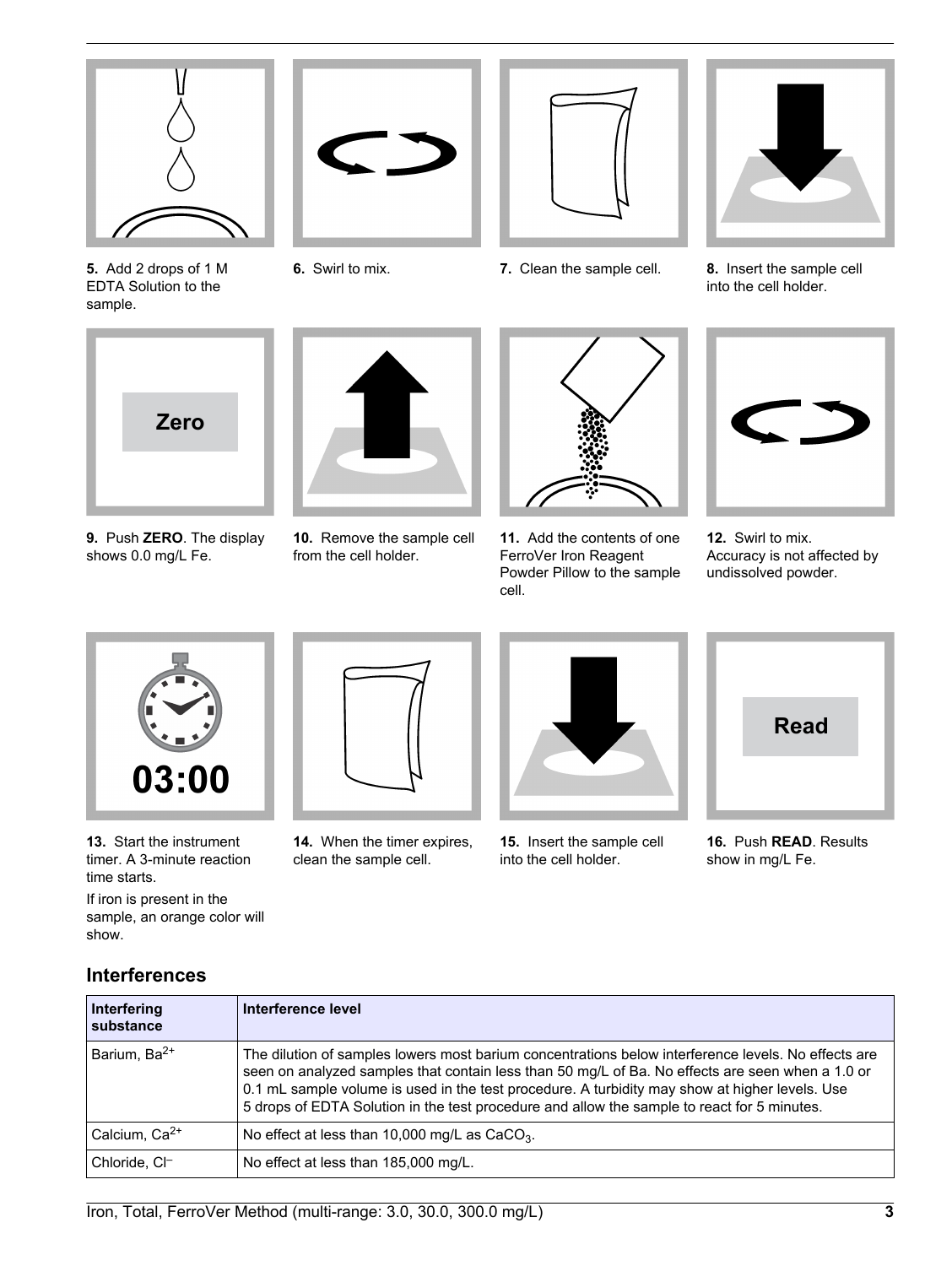5. Add 2 drops of 1 M EDTA Solution to the sample.

6. Swirl to mix.

7. Clean the sample cell.

8. Insert the sample cell into the cell holder.

9. Push **ZERO**. The display shows 0.0 mg/L Fe.

10. Remove the sample cell from the cell holder.

11. Add the contents of one FerroVer Iron Reagent Powder Pillow to the sample cell.

12. Swirl to mix. Accuracy is not affected by undissolved powder.

13. Start the instrument timer. A 3-minute reaction time starts.

    If iron is present in the sample, an orange color will show.

14. When the timer expires, clean the sample cell.

15. Insert the sample cell into the cell holder.

16. Push **READ**. Results show in mg/L Fe.

## Interferences

| Interfering substance | Interference level |
| --- | --- |
| Barium, $Ba^{2+}$ | The dilution of samples lowers most barium concentrations below interference levels. No effects are seen on analyzed samples that contain less than 50 mg/L of Ba. No effects are seen when a 1.0 or 0.1 mL sample volume is used in the test procedure. A turbidity may show at higher levels. Use 5 drops of EDTA Solution in the test procedure and allow the sample to react for 5 minutes. |
| Calcium, $Ca^{2+}$ | No effect at less than 10,000 mg/L as $CaCO_3$. |
| Chloride, $Cl^{-}$ | No effect at less than 185,000 mg/L. |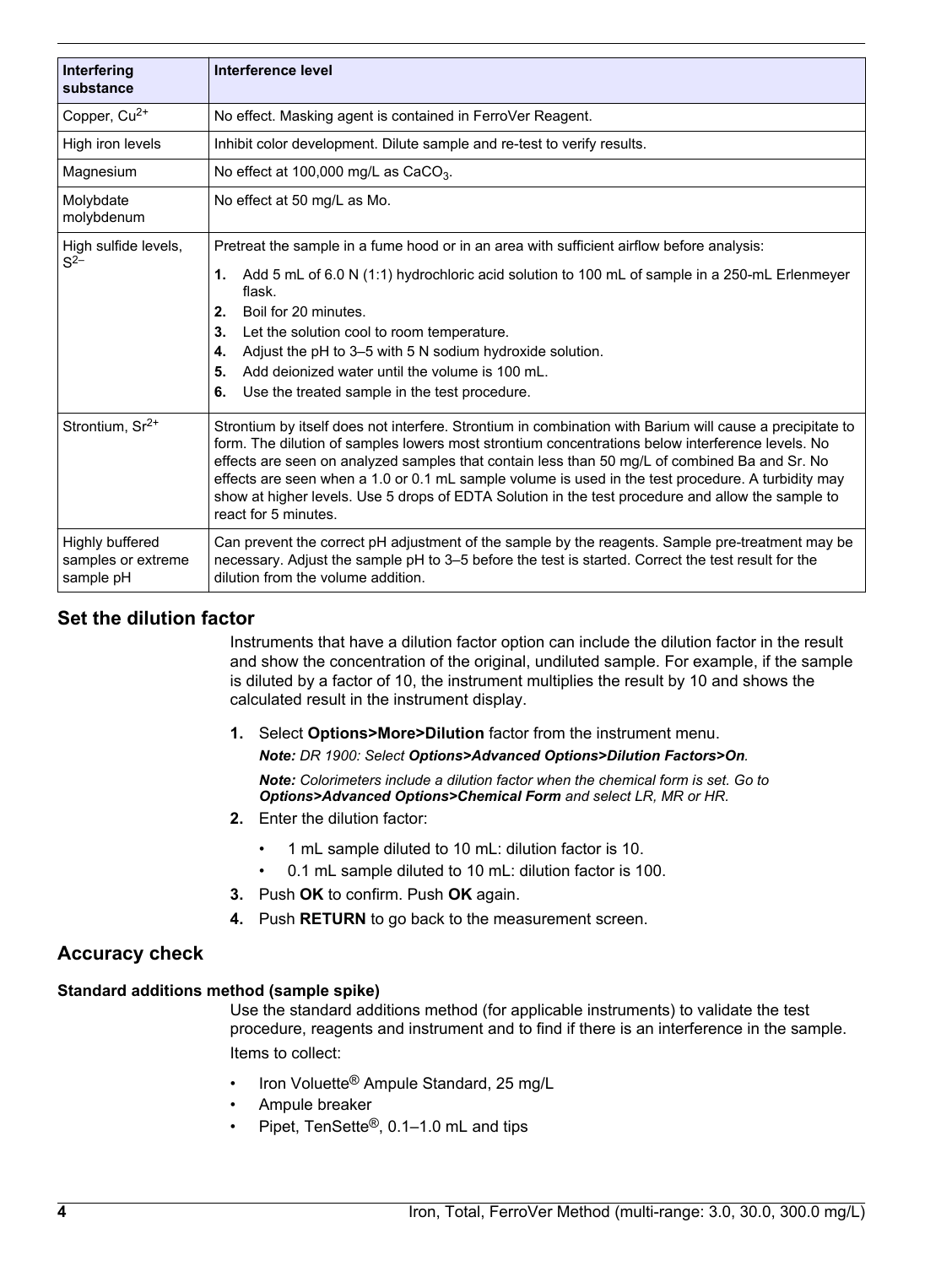| Interfering substance | Interference level |
|---|---|
| Copper, $Cu^{2+}$ | No effect. Masking agent is contained in FerroVer Reagent. |
| High iron levels | Inhibit color development. Dilute sample and re-test to verify results. |
| Magnesium | No effect at 100,000 mg/L as $CaCO_3$. |
| Molybdate molybdenum | No effect at 50 mg/L as Mo. |
| High sulfide levels, $S^{2-}$ | Pretreat the sample in a fume hood or in an area with sufficient airflow before analysis: **1.** Add 5 mL of 6.0 N (1:1) hydrochloric acid solution to 100 mL of sample in a 250-mL Erlenmeyer flask. **2.** Boil for 20 minutes. **3.** Let the solution cool to room temperature. **4.** Adjust the pH to 3–5 with 5 N sodium hydroxide solution. **5.** Add deionized water until the volume is 100 mL. **6.** Use the treated sample in the test procedure. |
| Strontium, $Sr^{2+}$ | Strontium by itself does not interfere. Strontium in combination with Barium will cause a precipitate to form. The dilution of samples lowers most strontium concentrations below interference levels. No effects are seen on analyzed samples that contain less than 50 mg/L of combined Ba and Sr. No effects are seen when a 1.0 or 0.1 mL sample volume is used in the test procedure. A turbidity may show at higher levels. Use 5 drops of EDTA Solution in the test procedure and allow the sample to react for 5 minutes. |
| Highly buffered samples or extreme sample pH | Can prevent the correct pH adjustment of the sample by the reagents. Sample pre-treatment may be necessary. Adjust the sample pH to 3–5 before the test is started. Correct the test result for the dilution from the volume addition. |

## Set the dilution factor

Instruments that have a dilution factor option can include the dilution factor in the result and show the concentration of the original, undiluted sample. For example, if the sample is diluted by a factor of 10, the instrument multiplies the result by 10 and shows the calculated result in the instrument display.

1. Select **Options>More>Dilution** factor from the instrument menu.

   ***Note:*** *DR 1900: Select* ***Options>Advanced Options>Dilution Factors>On****.*

   ***Note:*** *Colorimeters include a dilution factor when the chemical form is set. Go to* ***Options>Advanced Options>Chemical Form*** *and select LR, MR or HR.*

2. Enter the dilution factor:
   - 1 mL sample diluted to 10 mL: dilution factor is 10.
   - 0.1 mL sample diluted to 10 mL: dilution factor is 100.
3. Push **OK** to confirm. Push **OK** again.
4. Push **RETURN** to go back to the measurement screen.

## Accuracy check

### Standard additions method (sample spike)

Use the standard additions method (for applicable instruments) to validate the test procedure, reagents and instrument and to find if there is an interference in the sample.

Items to collect:

- Iron Voluette® Ampule Standard, 25 mg/L
- Ampule breaker
- Pipet, TenSette®, 0.1–1.0 mL and tips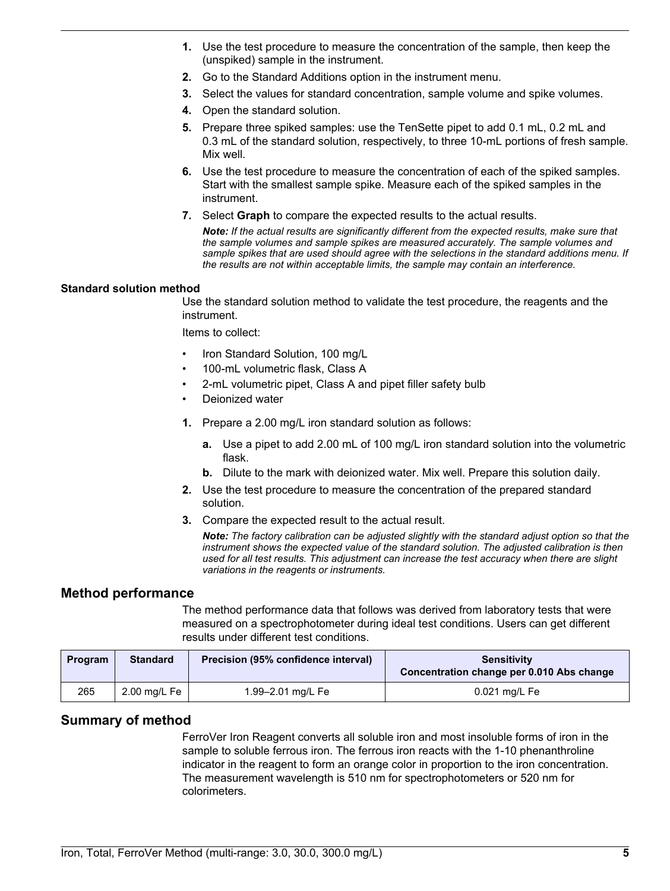1. Use the test procedure to measure the concentration of the sample, then keep the (unspiked) sample in the instrument.
2. Go to the Standard Additions option in the instrument menu.
3. Select the values for standard concentration, sample volume and spike volumes.
4. Open the standard solution.
5. Prepare three spiked samples: use the TenSette pipet to add 0.1 mL, 0.2 mL and 0.3 mL of the standard solution, respectively, to three 10-mL portions of fresh sample. Mix well.
6. Use the test procedure to measure the concentration of each of the spiked samples. Start with the smallest sample spike. Measure each of the spiked samples in the instrument.
7. Select **Graph** to compare the expected results to the actual results.

   ***Note:*** *If the actual results are significantly different from the expected results, make sure that the sample volumes and sample spikes are measured accurately. The sample volumes and sample spikes that are used should agree with the selections in the standard additions menu. If the results are not within acceptable limits, the sample may contain an interference.*

**Standard solution method**

Use the standard solution method to validate the test procedure, the reagents and the instrument.

Items to collect:

- Iron Standard Solution, 100 mg/L
- 100-mL volumetric flask, Class A
- 2-mL volumetric pipet, Class A and pipet filler safety bulb
- Deionized water

1. Prepare a 2.00 mg/L iron standard solution as follows:
   a. Use a pipet to add 2.00 mL of 100 mg/L iron standard solution into the volumetric flask.
   b. Dilute to the mark with deionized water. Mix well. Prepare this solution daily.
2. Use the test procedure to measure the concentration of the prepared standard solution.
3. Compare the expected result to the actual result.

   ***Note:*** *The factory calibration can be adjusted slightly with the standard adjust option so that the instrument shows the expected value of the standard solution. The adjusted calibration is then used for all test results. This adjustment can increase the test accuracy when there are slight variations in the reagents or instruments.*

## Method performance

The method performance data that follows was derived from laboratory tests that were measured on a spectrophotometer during ideal test conditions. Users can get different results under different test conditions.

| Program | Standard | Precision (95% confidence interval) | Sensitivity Concentration change per 0.010 Abs change |
|---|---|---|---|
| 265 | 2.00 mg/L Fe | 1.99–2.01 mg/L Fe | 0.021 mg/L Fe |

## Summary of method

FerroVer Iron Reagent converts all soluble iron and most insoluble forms of iron in the sample to soluble ferrous iron. The ferrous iron reacts with the 1-10 phenanthroline indicator in the reagent to form an orange color in proportion to the iron concentration. The measurement wavelength is 510 nm for spectrophotometers or 520 nm for colorimeters.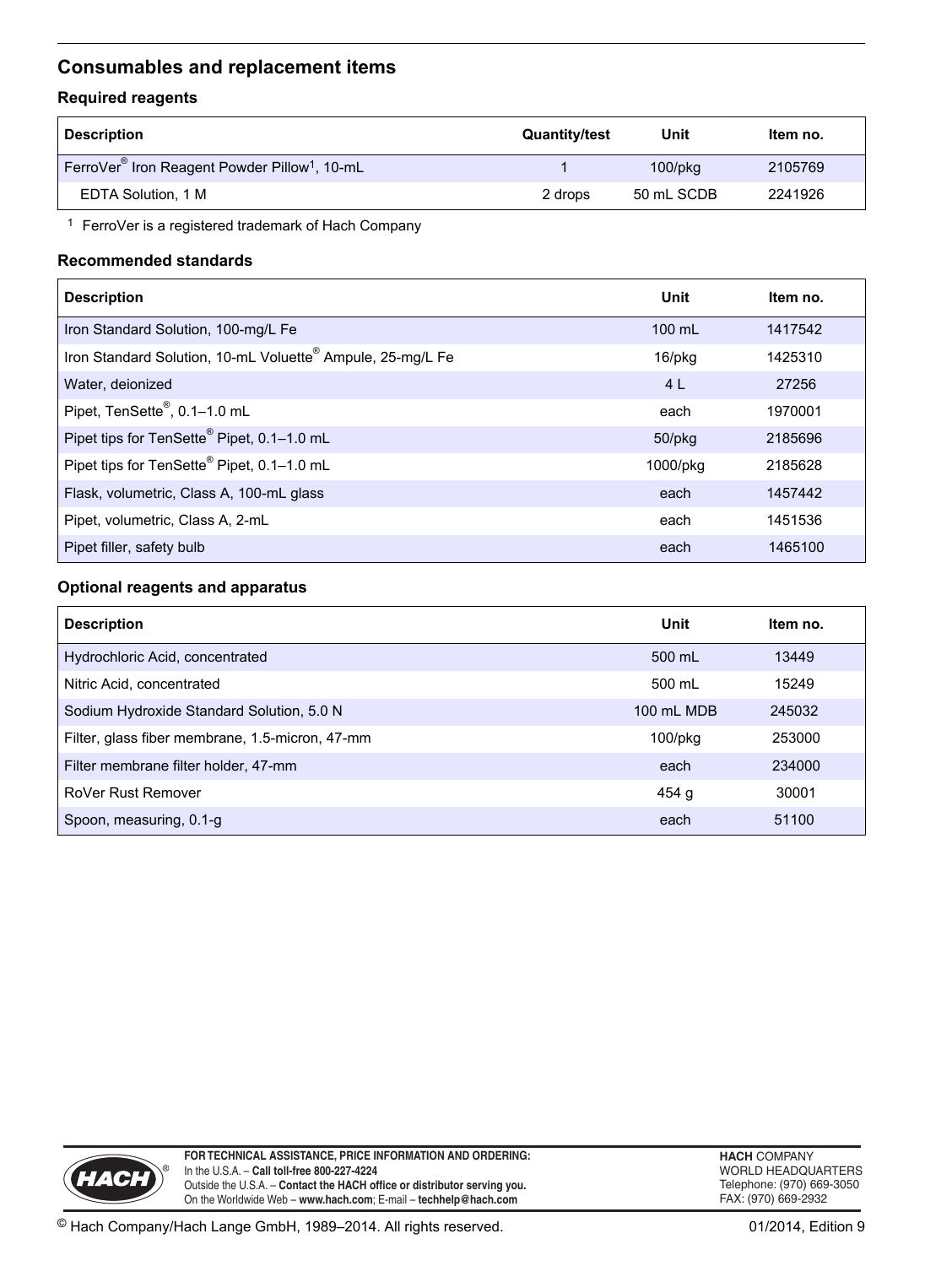## Consumables and replacement items

### Required reagents

| Description | Quantity/test | Unit | Item no. |
|---|---|---|---|
| FerroVer® Iron Reagent Powder Pillow[1], 10-mL | 1 | 100/pkg | 2105769 |
| EDTA Solution, 1 M | 2 drops | 50 mL SCDB | 2241926 |

[1] FerroVer is a registered trademark of Hach Company

### Recommended standards

| Description | Unit | Item no. |
|---|---|---|
| Iron Standard Solution, 100-mg/L Fe | 100 mL | 1417542 |
| Iron Standard Solution, 10-mL Voluette® Ampule, 25-mg/L Fe | 16/pkg | 1425310 |
| Water, deionized | 4 L | 27256 |
| Pipet, TenSette®, 0.1–1.0 mL | each | 1970001 |
| Pipet tips for TenSette® Pipet, 0.1–1.0 mL | 50/pkg | 2185696 |
| Pipet tips for TenSette® Pipet, 0.1–1.0 mL | 1000/pkg | 2185628 |
| Flask, volumetric, Class A, 100-mL glass | each | 1457442 |
| Pipet, volumetric, Class A, 2-mL | each | 1451536 |
| Pipet filler, safety bulb | each | 1465100 |

### Optional reagents and apparatus

| Description | Unit | Item no. |
|---|---|---|
| Hydrochloric Acid, concentrated | 500 mL | 13449 |
| Nitric Acid, concentrated | 500 mL | 15249 |
| Sodium Hydroxide Standard Solution, 5.0 N | 100 mL MDB | 245032 |
| Filter, glass fiber membrane, 1.5-micron, 47-mm | 100/pkg | 253000 |
| Filter membrane filter holder, 47-mm | each | 234000 |
| RoVer Rust Remover | 454 g | 30001 |
| Spoon, measuring, 0.1-g | each | 51100 |

**FOR TECHNICAL ASSISTANCE, PRICE INFORMATION AND ORDERING:**
In the U.S.A. – **Call toll-free 800-227-4224**
Outside the U.S.A. – **Contact the HACH office or distributor serving you.**
On the Worldwide Web – **www.hach.com**; E-mail – **techhelp@hach.com**

**HACH** COMPANY
WORLD HEADQUARTERS
Telephone: (970) 669-3050
FAX: (970) 669-2932

© Hach Company/Hach Lange GmbH, 1989–2014. All rights reserved. 01/2014, Edition 9